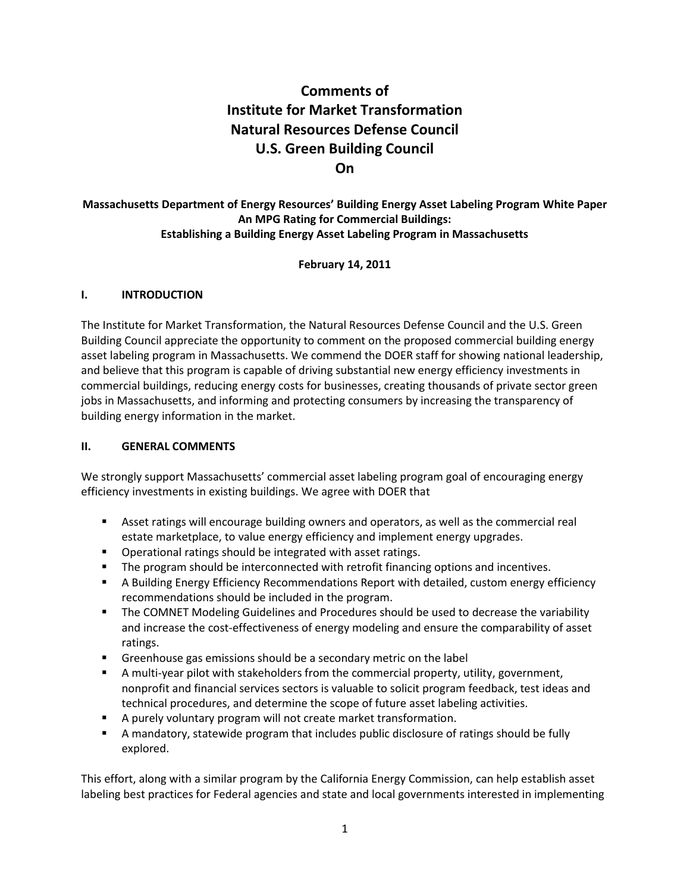# Comments of
# Institute for Market Transformation
# Natural Resources Defense Council
# U.S. Green Building Council
# On

**Massachusetts Department of Energy Resources' Building Energy Asset Labeling Program White Paper**
**An MPG Rating for Commercial Buildings:**
**Establishing a Building Energy Asset Labeling Program in Massachusetts**

**February 14, 2011**

## I. INTRODUCTION

The Institute for Market Transformation, the Natural Resources Defense Council and the U.S. Green Building Council appreciate the opportunity to comment on the proposed commercial building energy asset labeling program in Massachusetts. We commend the DOER staff for showing national leadership, and believe that this program is capable of driving substantial new energy efficiency investments in commercial buildings, reducing energy costs for businesses, creating thousands of private sector green jobs in Massachusetts, and informing and protecting consumers by increasing the transparency of building energy information in the market.

## II. GENERAL COMMENTS

We strongly support Massachusetts' commercial asset labeling program goal of encouraging energy efficiency investments in existing buildings. We agree with DOER that

- Asset ratings will encourage building owners and operators, as well as the commercial real estate marketplace, to value energy efficiency and implement energy upgrades.
- Operational ratings should be integrated with asset ratings.
- The program should be interconnected with retrofit financing options and incentives.
- A Building Energy Efficiency Recommendations Report with detailed, custom energy efficiency recommendations should be included in the program.
- The COMNET Modeling Guidelines and Procedures should be used to decrease the variability and increase the cost-effectiveness of energy modeling and ensure the comparability of asset ratings.
- Greenhouse gas emissions should be a secondary metric on the label
- A multi-year pilot with stakeholders from the commercial property, utility, government, nonprofit and financial services sectors is valuable to solicit program feedback, test ideas and technical procedures, and determine the scope of future asset labeling activities.
- A purely voluntary program will not create market transformation.
- A mandatory, statewide program that includes public disclosure of ratings should be fully explored.

This effort, along with a similar program by the California Energy Commission, can help establish asset labeling best practices for Federal agencies and state and local governments interested in implementing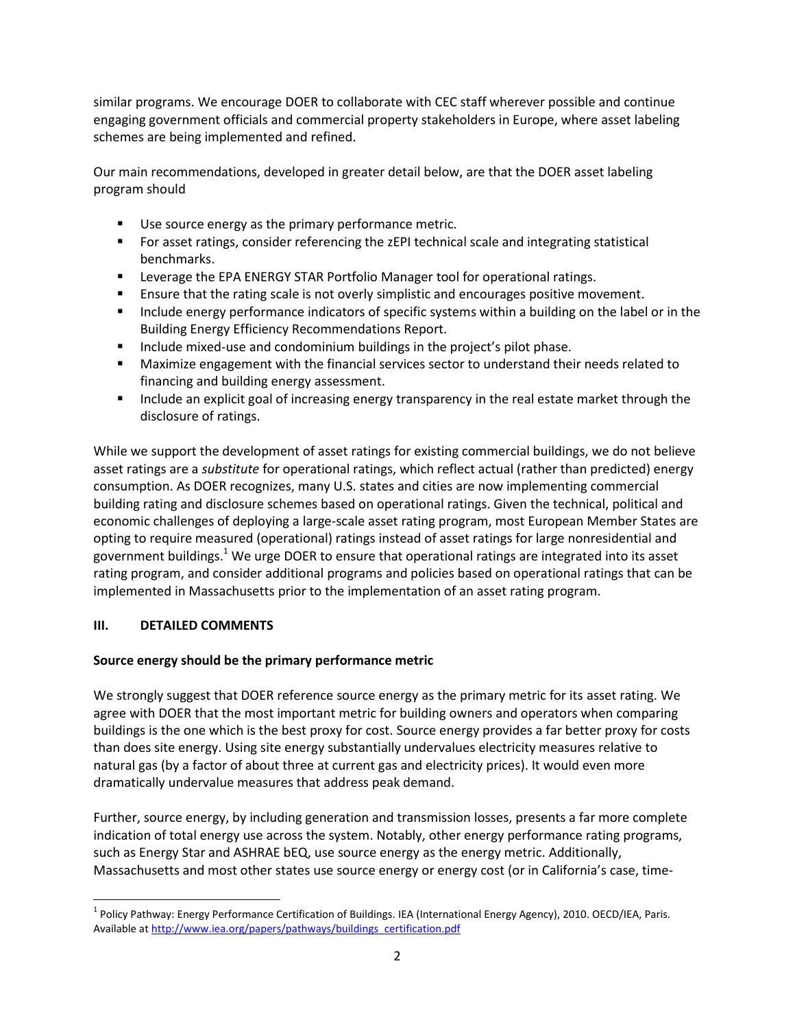similar programs. We encourage DOER to collaborate with CEC staff wherever possible and continue engaging government officials and commercial property stakeholders in Europe, where asset labeling schemes are being implemented and refined.

Our main recommendations, developed in greater detail below, are that the DOER asset labeling program should

- Use source energy as the primary performance metric.
- For asset ratings, consider referencing the zEPI technical scale and integrating statistical benchmarks.
- Leverage the EPA ENERGY STAR Portfolio Manager tool for operational ratings.
- Ensure that the rating scale is not overly simplistic and encourages positive movement.
- Include energy performance indicators of specific systems within a building on the label or in the Building Energy Efficiency Recommendations Report.
- Include mixed-use and condominium buildings in the project's pilot phase.
- Maximize engagement with the financial services sector to understand their needs related to financing and building energy assessment.
- Include an explicit goal of increasing energy transparency in the real estate market through the disclosure of ratings.

While we support the development of asset ratings for existing commercial buildings, we do not believe asset ratings are a *substitute* for operational ratings, which reflect actual (rather than predicted) energy consumption. As DOER recognizes, many U.S. states and cities are now implementing commercial building rating and disclosure schemes based on operational ratings. Given the technical, political and economic challenges of deploying a large-scale asset rating program, most European Member States are opting to require measured (operational) ratings instead of asset ratings for large nonresidential and government buildings.[1] We urge DOER to ensure that operational ratings are integrated into its asset rating program, and consider additional programs and policies based on operational ratings that can be implemented in Massachusetts prior to the implementation of an asset rating program.

## III. DETAILED COMMENTS

**Source energy should be the primary performance metric**

We strongly suggest that DOER reference source energy as the primary metric for its asset rating. We agree with DOER that the most important metric for building owners and operators when comparing buildings is the one which is the best proxy for cost. Source energy provides a far better proxy for costs than does site energy. Using site energy substantially undervalues electricity measures relative to natural gas (by a factor of about three at current gas and electricity prices). It would even more dramatically undervalue measures that address peak demand.

Further, source energy, by including generation and transmission losses, presents a far more complete indication of total energy use across the system. Notably, other energy performance rating programs, such as Energy Star and ASHRAE bEQ, use source energy as the energy metric. Additionally, Massachusetts and most other states use source energy or energy cost (or in California's case, time-

[1] Policy Pathway: Energy Performance Certification of Buildings. IEA (International Energy Agency), 2010. OECD/IEA, Paris. Available at http://www.iea.org/papers/pathways/buildings_certification.pdf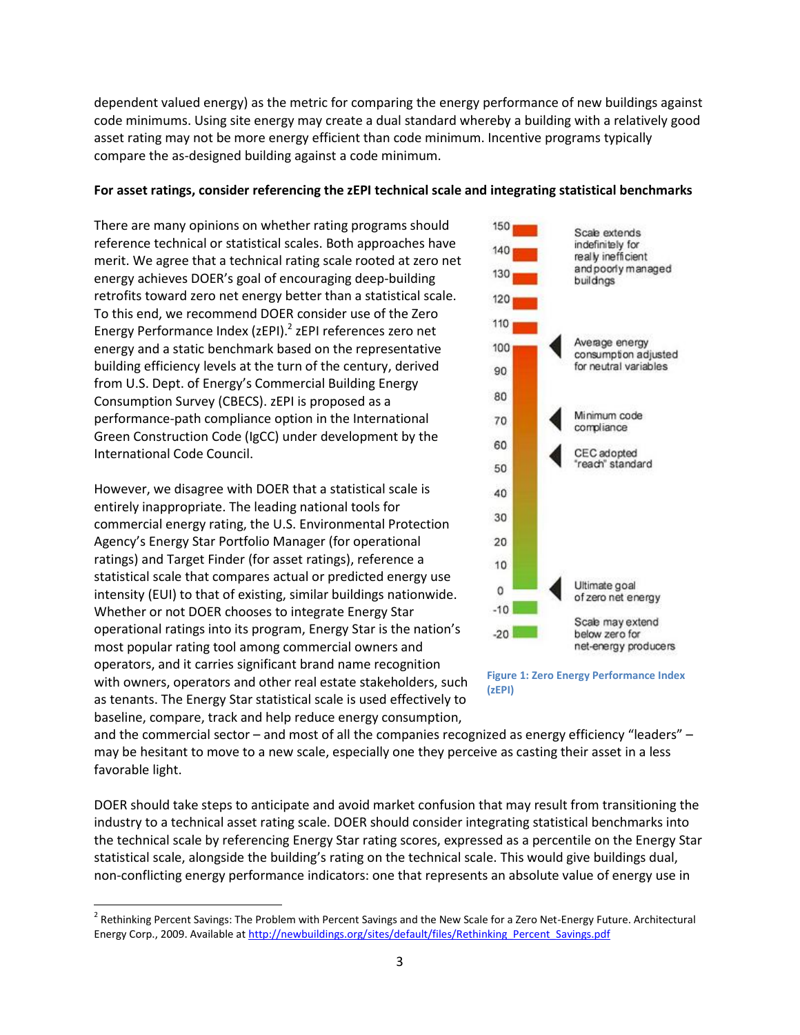dependent valued energy) as the metric for comparing the energy performance of new buildings against code minimums. Using site energy may create a dual standard whereby a building with a relatively good asset rating may not be more energy efficient than code minimum. Incentive programs typically compare the as-designed building against a code minimum.

**For asset ratings, consider referencing the zEPI technical scale and integrating statistical benchmarks**

There are many opinions on whether rating programs should reference technical or statistical scales. Both approaches have merit. We agree that a technical rating scale rooted at zero net energy achieves DOER's goal of encouraging deep-building retrofits toward zero net energy better than a statistical scale. To this end, we recommend DOER consider use of the Zero Energy Performance Index (zEPI).[2] zEPI references zero net energy and a static benchmark based on the representative building efficiency levels at the turn of the century, derived from U.S. Dept. of Energy's Commercial Building Energy Consumption Survey (CBECS). zEPI is proposed as a performance-path compliance option in the International Green Construction Code (IgCC) under development by the International Code Council.

Figure 1: Zero Energy Performance Index (zEPI)

However, we disagree with DOER that a statistical scale is entirely inappropriate. The leading national tools for commercial energy rating, the U.S. Environmental Protection Agency's Energy Star Portfolio Manager (for operational ratings) and Target Finder (for asset ratings), reference a statistical scale that compares actual or predicted energy use intensity (EUI) to that of existing, similar buildings nationwide. Whether or not DOER chooses to integrate Energy Star operational ratings into its program, Energy Star is the nation's most popular rating tool among commercial owners and operators, and it carries significant brand name recognition with owners, operators and other real estate stakeholders, such as tenants. The Energy Star statistical scale is used effectively to baseline, compare, track and help reduce energy consumption, and the commercial sector – and most of all the companies recognized as energy efficiency "leaders" – may be hesitant to move to a new scale, especially one they perceive as casting their asset in a less favorable light.

DOER should take steps to anticipate and avoid market confusion that may result from transitioning the industry to a technical asset rating scale. DOER should consider integrating statistical benchmarks into the technical scale by referencing Energy Star rating scores, expressed as a percentile on the Energy Star statistical scale, alongside the building's rating on the technical scale. This would give buildings dual, non-conflicting energy performance indicators: one that represents an absolute value of energy use in

[2] Rethinking Percent Savings: The Problem with Percent Savings and the New Scale for a Zero Net-Energy Future. Architectural Energy Corp., 2009. Available at http://newbuildings.org/sites/default/files/Rethinking_Percent_Savings.pdf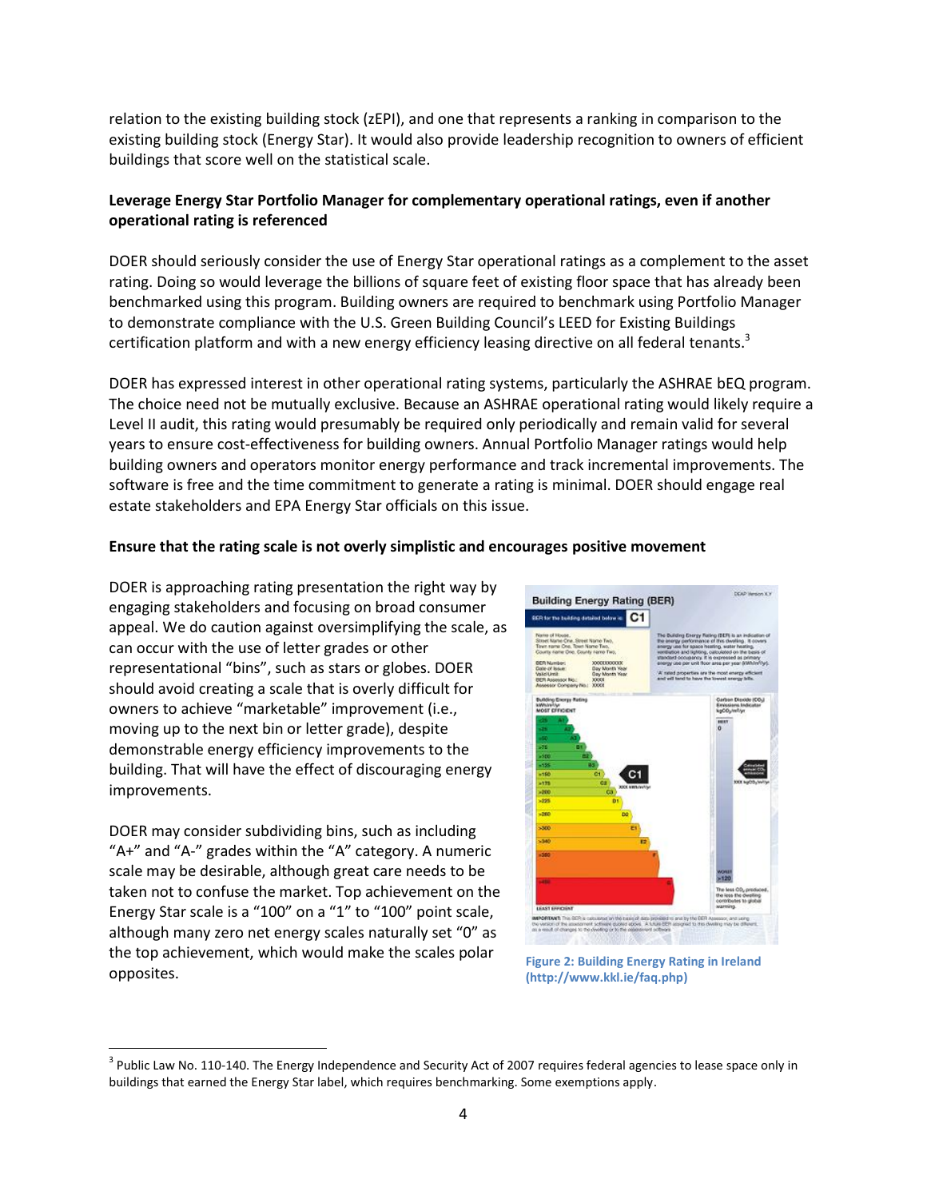relation to the existing building stock (zEPI), and one that represents a ranking in comparison to the existing building stock (Energy Star). It would also provide leadership recognition to owners of efficient buildings that score well on the statistical scale.

**Leverage Energy Star Portfolio Manager for complementary operational ratings, even if another operational rating is referenced**

DOER should seriously consider the use of Energy Star operational ratings as a complement to the asset rating. Doing so would leverage the billions of square feet of existing floor space that has already been benchmarked using this program. Building owners are required to benchmark using Portfolio Manager to demonstrate compliance with the U.S. Green Building Council's LEED for Existing Buildings certification platform and with a new energy efficiency leasing directive on all federal tenants.[3]

DOER has expressed interest in other operational rating systems, particularly the ASHRAE bEQ program. The choice need not be mutually exclusive. Because an ASHRAE operational rating would likely require a Level II audit, this rating would presumably be required only periodically and remain valid for several years to ensure cost-effectiveness for building owners. Annual Portfolio Manager ratings would help building owners and operators monitor energy performance and track incremental improvements. The software is free and the time commitment to generate a rating is minimal. DOER should engage real estate stakeholders and EPA Energy Star officials on this issue.

**Ensure that the rating scale is not overly simplistic and encourages positive movement**

DOER is approaching rating presentation the right way by engaging stakeholders and focusing on broad consumer appeal. We do caution against oversimplifying the scale, as can occur with the use of letter grades or other representational "bins", such as stars or globes. DOER should avoid creating a scale that is overly difficult for owners to achieve "marketable" improvement (i.e., moving up to the next bin or letter grade), despite demonstrable energy efficiency improvements to the building. That will have the effect of discouraging energy improvements.

DOER may consider subdividing bins, such as including "A+" and "A-" grades within the "A" category. A numeric scale may be desirable, although great care needs to be taken not to confuse the market. Top achievement on the Energy Star scale is a "100" on a "1" to "100" point scale, although many zero net energy scales naturally set "0" as the top achievement, which would make the scales polar opposites.

**Figure 2: Building Energy Rating in Ireland (http://www.kkl.ie/faq.php)**

---

[3] Public Law No. 110-140. The Energy Independence and Security Act of 2007 requires federal agencies to lease space only in buildings that earned the Energy Star label, which requires benchmarking. Some exemptions apply.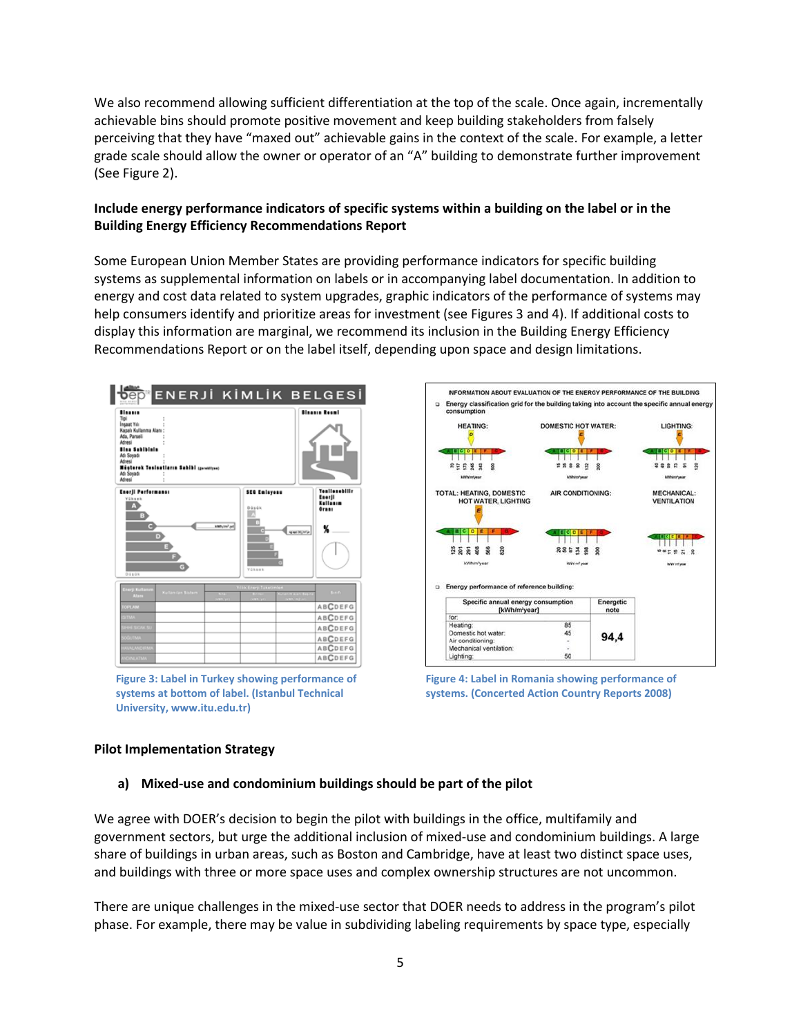We also recommend allowing sufficient differentiation at the top of the scale. Once again, incrementally achievable bins should promote positive movement and keep building stakeholders from falsely perceiving that they have "maxed out" achievable gains in the context of the scale. For example, a letter grade scale should allow the owner or operator of an "A" building to demonstrate further improvement (See Figure 2).

**Include energy performance indicators of specific systems within a building on the label or in the Building Energy Efficiency Recommendations Report**

Some European Union Member States are providing performance indicators for specific building systems as supplemental information on labels or in accompanying label documentation. In addition to energy and cost data related to system upgrades, graphic indicators of the performance of systems may help consumers identify and prioritize areas for investment (see Figures 3 and 4). If additional costs to display this information are marginal, we recommend its inclusion in the Building Energy Efficiency Recommendations Report or on the label itself, depending upon space and design limitations.

Figure 3: Label in Turkey showing performance of systems at bottom of label. (Istanbul Technical University, www.itu.edu.tr)

Figure 4: Label in Romania showing performance of systems. (Concerted Action Country Reports 2008)

**Pilot Implementation Strategy**

**a) Mixed-use and condominium buildings should be part of the pilot**

We agree with DOER's decision to begin the pilot with buildings in the office, multifamily and government sectors, but urge the additional inclusion of mixed-use and condominium buildings. A large share of buildings in urban areas, such as Boston and Cambridge, have at least two distinct space uses, and buildings with three or more space uses and complex ownership structures are not uncommon.

There are unique challenges in the mixed-use sector that DOER needs to address in the program's pilot phase. For example, there may be value in subdividing labeling requirements by space type, especially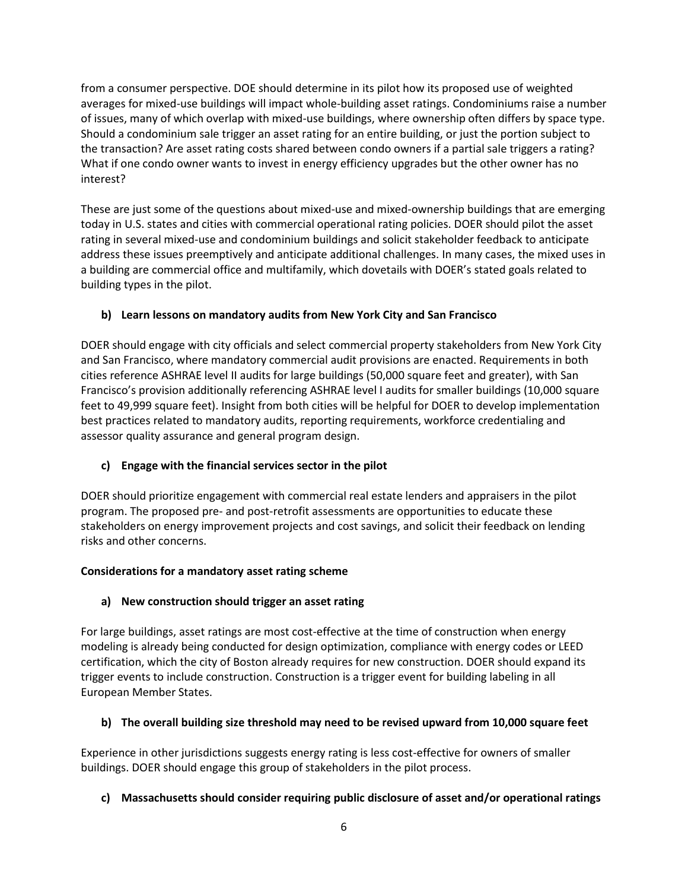from a consumer perspective. DOE should determine in its pilot how its proposed use of weighted averages for mixed-use buildings will impact whole-building asset ratings. Condominiums raise a number of issues, many of which overlap with mixed-use buildings, where ownership often differs by space type. Should a condominium sale trigger an asset rating for an entire building, or just the portion subject to the transaction? Are asset rating costs shared between condo owners if a partial sale triggers a rating? What if one condo owner wants to invest in energy efficiency upgrades but the other owner has no interest?

These are just some of the questions about mixed-use and mixed-ownership buildings that are emerging today in U.S. states and cities with commercial operational rating policies. DOER should pilot the asset rating in several mixed-use and condominium buildings and solicit stakeholder feedback to anticipate address these issues preemptively and anticipate additional challenges. In many cases, the mixed uses in a building are commercial office and multifamily, which dovetails with DOER's stated goals related to building types in the pilot.

**b) Learn lessons on mandatory audits from New York City and San Francisco**

DOER should engage with city officials and select commercial property stakeholders from New York City and San Francisco, where mandatory commercial audit provisions are enacted. Requirements in both cities reference ASHRAE level II audits for large buildings (50,000 square feet and greater), with San Francisco's provision additionally referencing ASHRAE level I audits for smaller buildings (10,000 square feet to 49,999 square feet). Insight from both cities will be helpful for DOER to develop implementation best practices related to mandatory audits, reporting requirements, workforce credentialing and assessor quality assurance and general program design.

**c) Engage with the financial services sector in the pilot**

DOER should prioritize engagement with commercial real estate lenders and appraisers in the pilot program. The proposed pre- and post-retrofit assessments are opportunities to educate these stakeholders on energy improvement projects and cost savings, and solicit their feedback on lending risks and other concerns.

**Considerations for a mandatory asset rating scheme**

**a) New construction should trigger an asset rating**

For large buildings, asset ratings are most cost-effective at the time of construction when energy modeling is already being conducted for design optimization, compliance with energy codes or LEED certification, which the city of Boston already requires for new construction. DOER should expand its trigger events to include construction. Construction is a trigger event for building labeling in all European Member States.

**b) The overall building size threshold may need to be revised upward from 10,000 square feet**

Experience in other jurisdictions suggests energy rating is less cost-effective for owners of smaller buildings. DOER should engage this group of stakeholders in the pilot process.

**c) Massachusetts should consider requiring public disclosure of asset and/or operational ratings**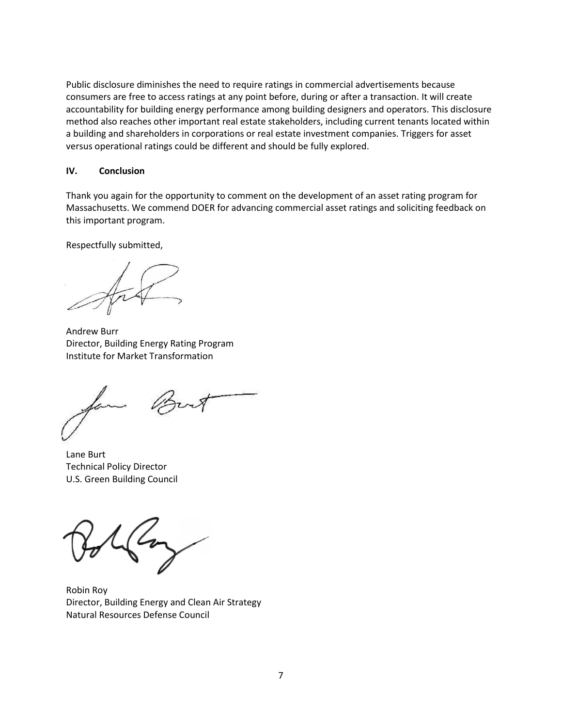Public disclosure diminishes the need to require ratings in commercial advertisements because consumers are free to access ratings at any point before, during or after a transaction. It will create accountability for building energy performance among building designers and operators. This disclosure method also reaches other important real estate stakeholders, including current tenants located within a building and shareholders in corporations or real estate investment companies. Triggers for asset versus operational ratings could be different and should be fully explored.

## IV. Conclusion

Thank you again for the opportunity to comment on the development of an asset rating program for Massachusetts. We commend DOER for advancing commercial asset ratings and soliciting feedback on this important program.

Respectfully submitted,

Andrew Burr
Director, Building Energy Rating Program
Institute for Market Transformation

Lane Burt
Technical Policy Director
U.S. Green Building Council

Robin Roy
Director, Building Energy and Clean Air Strategy
Natural Resources Defense Council